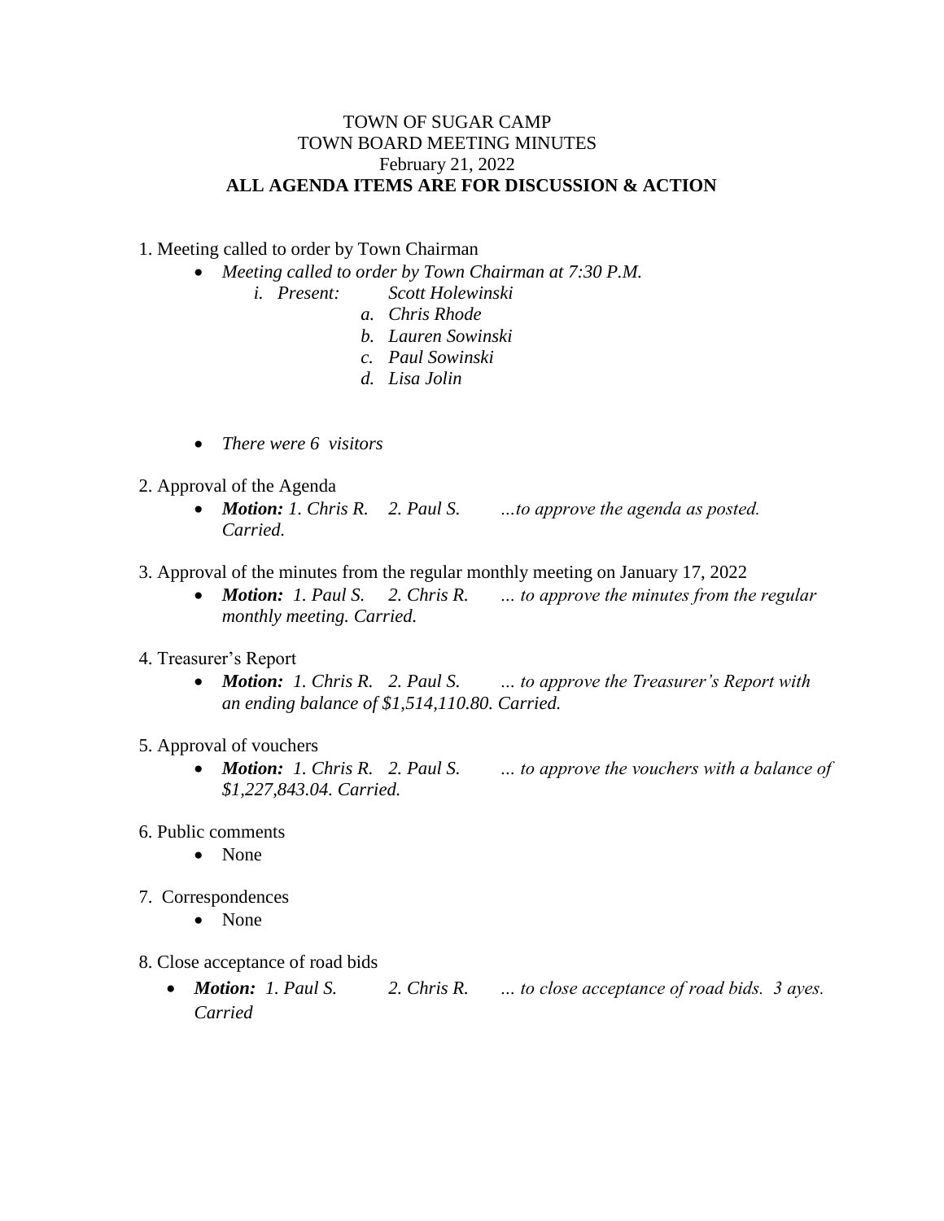TOWN OF SUGAR CAMP
TOWN BOARD MEETING MINUTES
February 21, 2022
**ALL AGENDA ITEMS ARE FOR DISCUSSION & ACTION**

1. Meeting called to order by Town Chairman
   - *Meeting called to order by Town Chairman at 7:30 P.M.*
     - *i. Present: Scott Holewinski*
       - *a. Chris Rhode*
       - *b. Lauren Sowinski*
       - *c. Paul Sowinski*
       - *d. Lisa Jolin*
   - *There were 6 visitors*

2. Approval of the Agenda
   - ***Motion:** 1. Chris R. 2. Paul S. …to approve the agenda as posted. Carried.*

3. Approval of the minutes from the regular monthly meeting on January 17, 2022
   - ***Motion:** 1. Paul S. 2. Chris R. … to approve the minutes from the regular monthly meeting. Carried.*

4. Treasurer's Report
   - ***Motion:** 1. Chris R. 2. Paul S. … to approve the Treasurer's Report with an ending balance of $1,514,110.80. Carried.*

5. Approval of vouchers
   - ***Motion:** 1. Chris R. 2. Paul S. … to approve the vouchers with a balance of $1,227,843.04. Carried.*

6. Public comments
   - None

7. Correspondences
   - None

8. Close acceptance of road bids
   - ***Motion:** 1. Paul S. 2. Chris R. … to close acceptance of road bids. 3 ayes. Carried*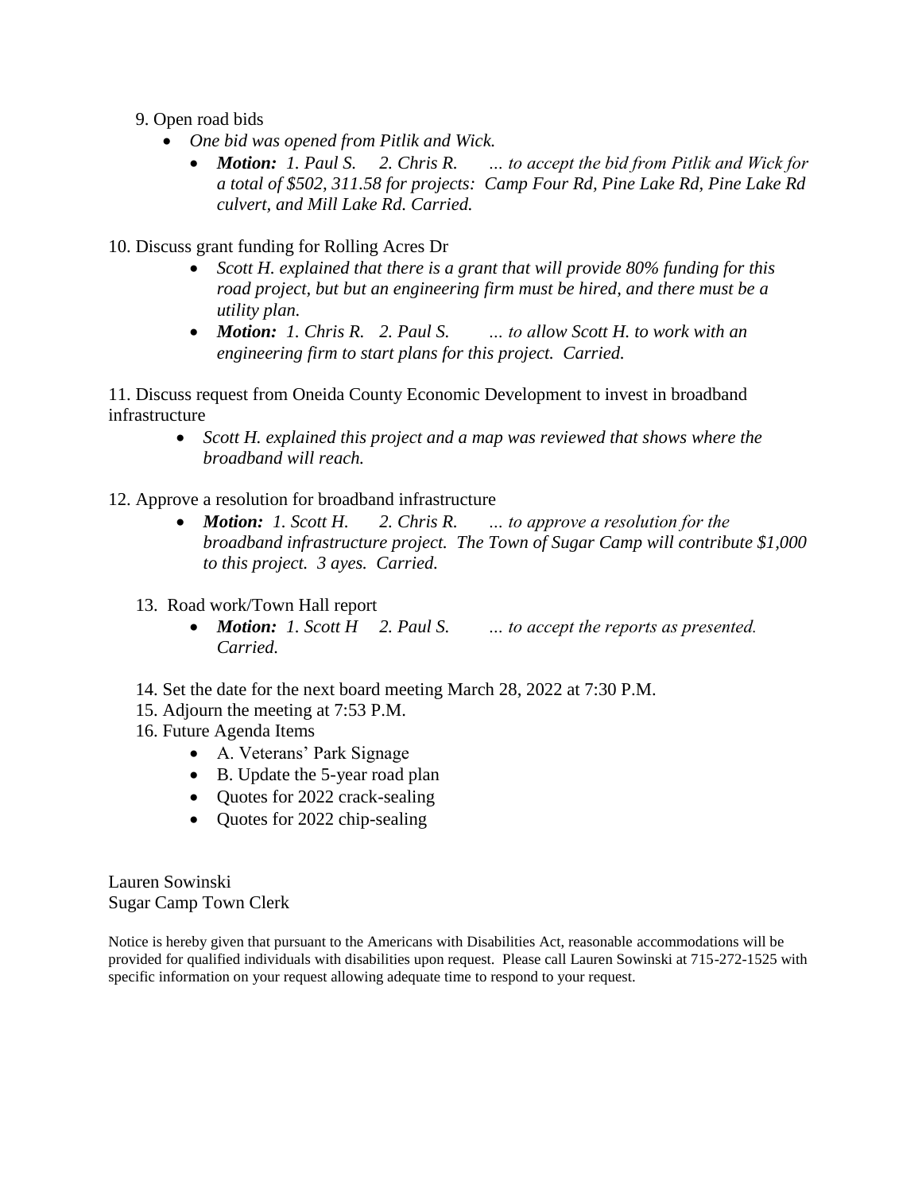9. Open road bids
   - *One bid was opened from Pitlik and Wick.*
     - ***Motion:*** *1. Paul S.  2. Chris R.  … to accept the bid from Pitlik and Wick for a total of $502, 311.58 for projects: Camp Four Rd, Pine Lake Rd, Pine Lake Rd culvert, and Mill Lake Rd. Carried.*

10. Discuss grant funding for Rolling Acres Dr
    - *Scott H. explained that there is a grant that will provide 80% funding for this road project, but but an engineering firm must be hired, and there must be a utility plan.*
    - ***Motion:*** *1. Chris R.  2. Paul S.  … to allow Scott H. to work with an engineering firm to start plans for this project. Carried.*

11. Discuss request from Oneida County Economic Development to invest in broadband infrastructure
    - *Scott H. explained this project and a map was reviewed that shows where the broadband will reach.*

12. Approve a resolution for broadband infrastructure
    - ***Motion:*** *1. Scott H.  2. Chris R.  … to approve a resolution for the broadband infrastructure project. The Town of Sugar Camp will contribute $1,000 to this project. 3 ayes. Carried.*

13. Road work/Town Hall report
    - ***Motion:*** *1. Scott H  2. Paul S.  … to accept the reports as presented. Carried.*

14. Set the date for the next board meeting March 28, 2022 at 7:30 P.M.
15. Adjourn the meeting at 7:53 P.M.
16. Future Agenda Items
    - A. Veterans' Park Signage
    - B. Update the 5-year road plan
    - Quotes for 2022 crack-sealing
    - Quotes for 2022 chip-sealing

Lauren Sowinski
Sugar Camp Town Clerk

Notice is hereby given that pursuant to the Americans with Disabilities Act, reasonable accommodations will be provided for qualified individuals with disabilities upon request. Please call Lauren Sowinski at 715-272-1525 with specific information on your request allowing adequate time to respond to your request.